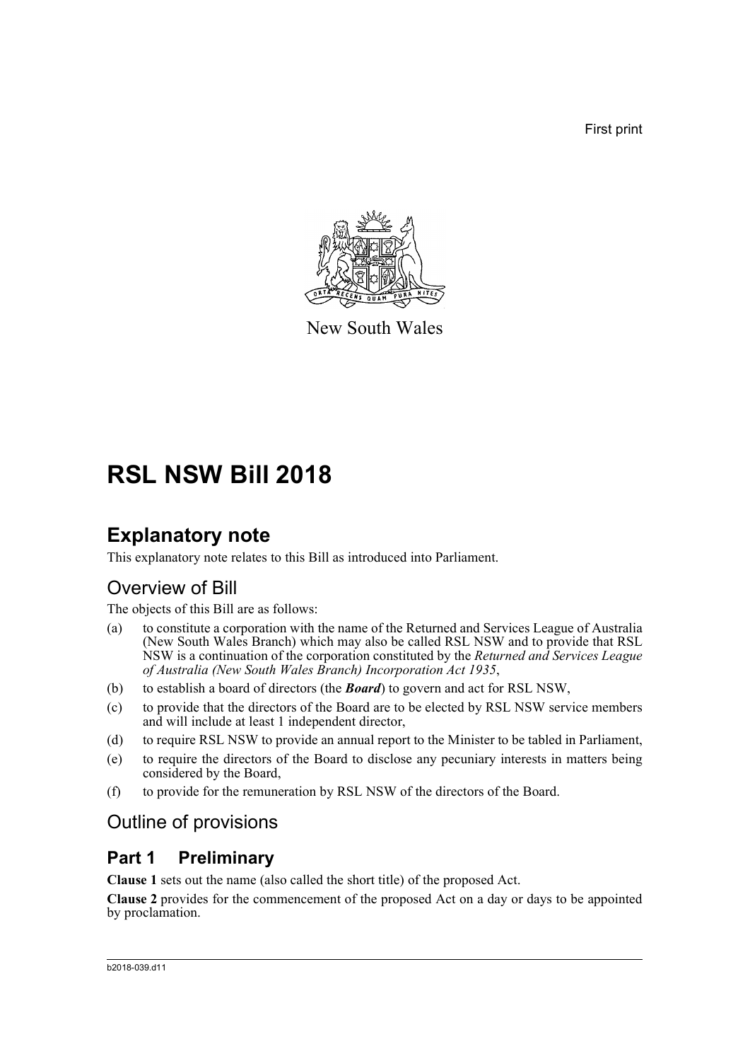First print

New South Wales

# RSL NSW Bill 2018

## Explanatory note

This explanatory note relates to this Bill as introduced into Parliament.

### Overview of Bill

The objects of this Bill are as follows:

(a) to constitute a corporation with the name of the Returned and Services League of Australia (New South Wales Branch) which may also be called RSL NSW and to provide that RSL NSW is a continuation of the corporation constituted by the *Returned and Services League of Australia (New South Wales Branch) Incorporation Act 1935*,

(b) to establish a board of directors (the ***Board***) to govern and act for RSL NSW,

(c) to provide that the directors of the Board are to be elected by RSL NSW service members and will include at least 1 independent director,

(d) to require RSL NSW to provide an annual report to the Minister to be tabled in Parliament,

(e) to require the directors of the Board to disclose any pecuniary interests in matters being considered by the Board,

(f) to provide for the remuneration by RSL NSW of the directors of the Board.

### Outline of provisions

## Part 1 Preliminary

**Clause 1** sets out the name (also called the short title) of the proposed Act.

**Clause 2** provides for the commencement of the proposed Act on a day or days to be appointed by proclamation.

b2018-039.d11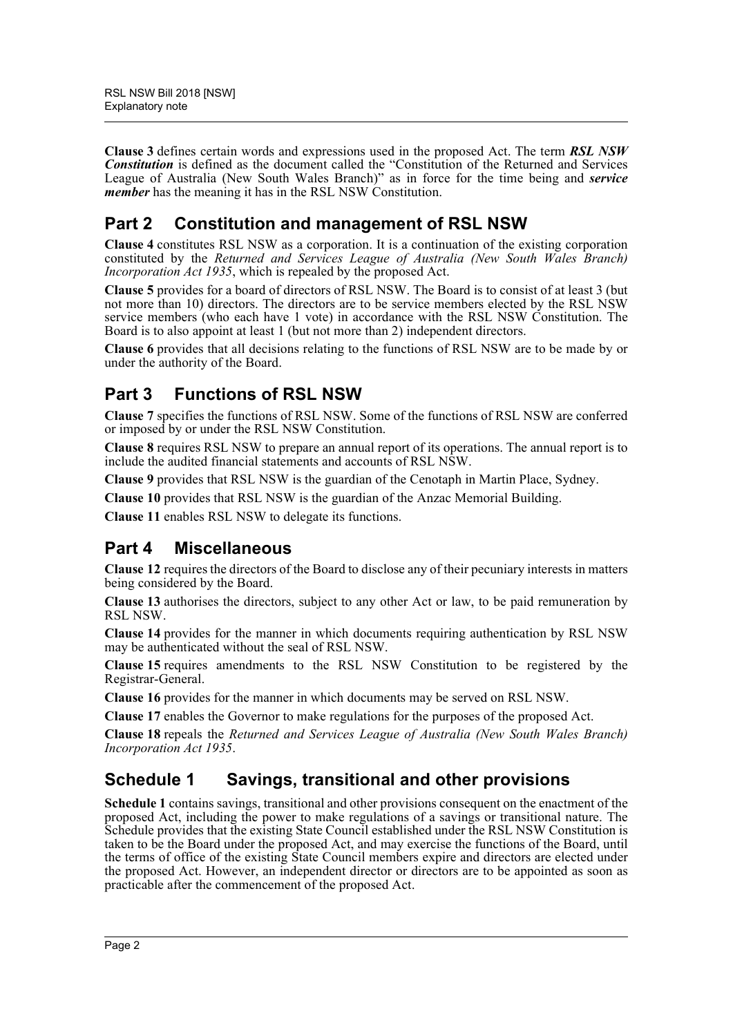**Clause 3** defines certain words and expressions used in the proposed Act. The term ***RSL NSW Constitution*** is defined as the document called the "Constitution of the Returned and Services League of Australia (New South Wales Branch)" as in force for the time being and ***service member*** has the meaning it has in the RSL NSW Constitution.

## Part 2 Constitution and management of RSL NSW

**Clause 4** constitutes RSL NSW as a corporation. It is a continuation of the existing corporation constituted by the *Returned and Services League of Australia (New South Wales Branch) Incorporation Act 1935*, which is repealed by the proposed Act.

**Clause 5** provides for a board of directors of RSL NSW. The Board is to consist of at least 3 (but not more than 10) directors. The directors are to be service members elected by the RSL NSW service members (who each have 1 vote) in accordance with the RSL NSW Constitution. The Board is to also appoint at least 1 (but not more than 2) independent directors.

**Clause 6** provides that all decisions relating to the functions of RSL NSW are to be made by or under the authority of the Board.

## Part 3 Functions of RSL NSW

**Clause 7** specifies the functions of RSL NSW. Some of the functions of RSL NSW are conferred or imposed by or under the RSL NSW Constitution.

**Clause 8** requires RSL NSW to prepare an annual report of its operations. The annual report is to include the audited financial statements and accounts of RSL NSW.

**Clause 9** provides that RSL NSW is the guardian of the Cenotaph in Martin Place, Sydney.

**Clause 10** provides that RSL NSW is the guardian of the Anzac Memorial Building.

**Clause 11** enables RSL NSW to delegate its functions.

## Part 4 Miscellaneous

**Clause 12** requires the directors of the Board to disclose any of their pecuniary interests in matters being considered by the Board.

**Clause 13** authorises the directors, subject to any other Act or law, to be paid remuneration by RSL NSW.

**Clause 14** provides for the manner in which documents requiring authentication by RSL NSW may be authenticated without the seal of RSL NSW.

**Clause 15** requires amendments to the RSL NSW Constitution to be registered by the Registrar-General.

**Clause 16** provides for the manner in which documents may be served on RSL NSW.

**Clause 17** enables the Governor to make regulations for the purposes of the proposed Act.

**Clause 18** repeals the *Returned and Services League of Australia (New South Wales Branch) Incorporation Act 1935*.

## Schedule 1 Savings, transitional and other provisions

**Schedule 1** contains savings, transitional and other provisions consequent on the enactment of the proposed Act, including the power to make regulations of a savings or transitional nature. The Schedule provides that the existing State Council established under the RSL NSW Constitution is taken to be the Board under the proposed Act, and may exercise the functions of the Board, until the terms of office of the existing State Council members expire and directors are elected under the proposed Act. However, an independent director or directors are to be appointed as soon as practicable after the commencement of the proposed Act.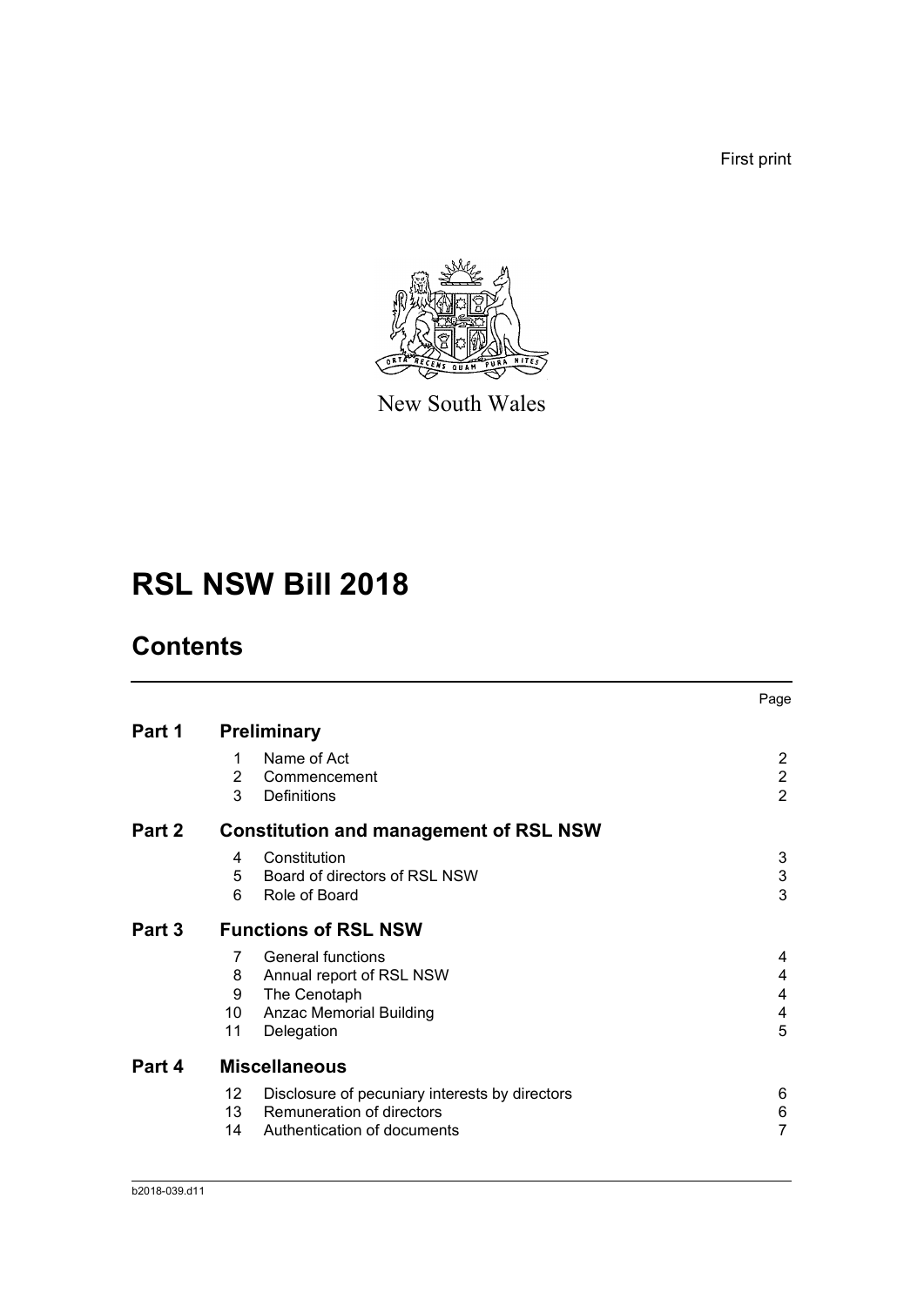First print

New South Wales

# RSL NSW Bill 2018

## Contents

| | | | Page |
|---|---|---|---|
| **Part 1** | **Preliminary** | | |
| | 1 | Name of Act | 2 |
| | 2 | Commencement | 2 |
| | 3 | Definitions | 2 |
| **Part 2** | **Constitution and management of RSL NSW** | | |
| | 4 | Constitution | 3 |
| | 5 | Board of directors of RSL NSW | 3 |
| | 6 | Role of Board | 3 |
| **Part 3** | **Functions of RSL NSW** | | |
| | 7 | General functions | 4 |
| | 8 | Annual report of RSL NSW | 4 |
| | 9 | The Cenotaph | 4 |
| | 10 | Anzac Memorial Building | 4 |
| | 11 | Delegation | 5 |
| **Part 4** | **Miscellaneous** | | |
| | 12 | Disclosure of pecuniary interests by directors | 6 |
| | 13 | Remuneration of directors | 6 |
| | 14 | Authentication of documents | 7 |

b2018-039.d11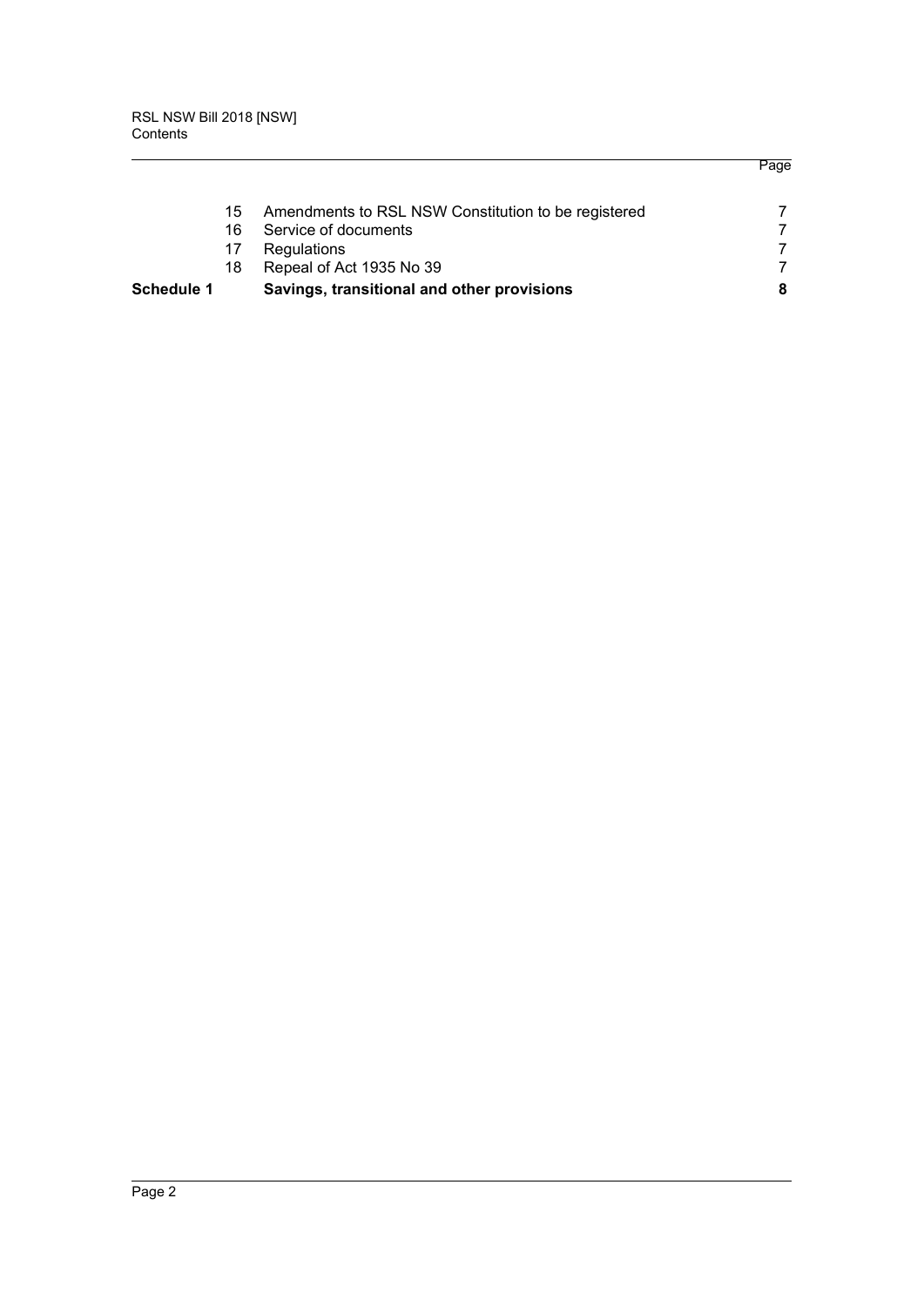| | | Page |
|---|---|---|
| 15 | Amendments to RSL NSW Constitution to be registered | 7 |
| 16 | Service of documents | 7 |
| 17 | Regulations | 7 |
| 18 | Repeal of Act 1935 No 39 | 7 |
| **Schedule 1** | **Savings, transitional and other provisions** | **8** |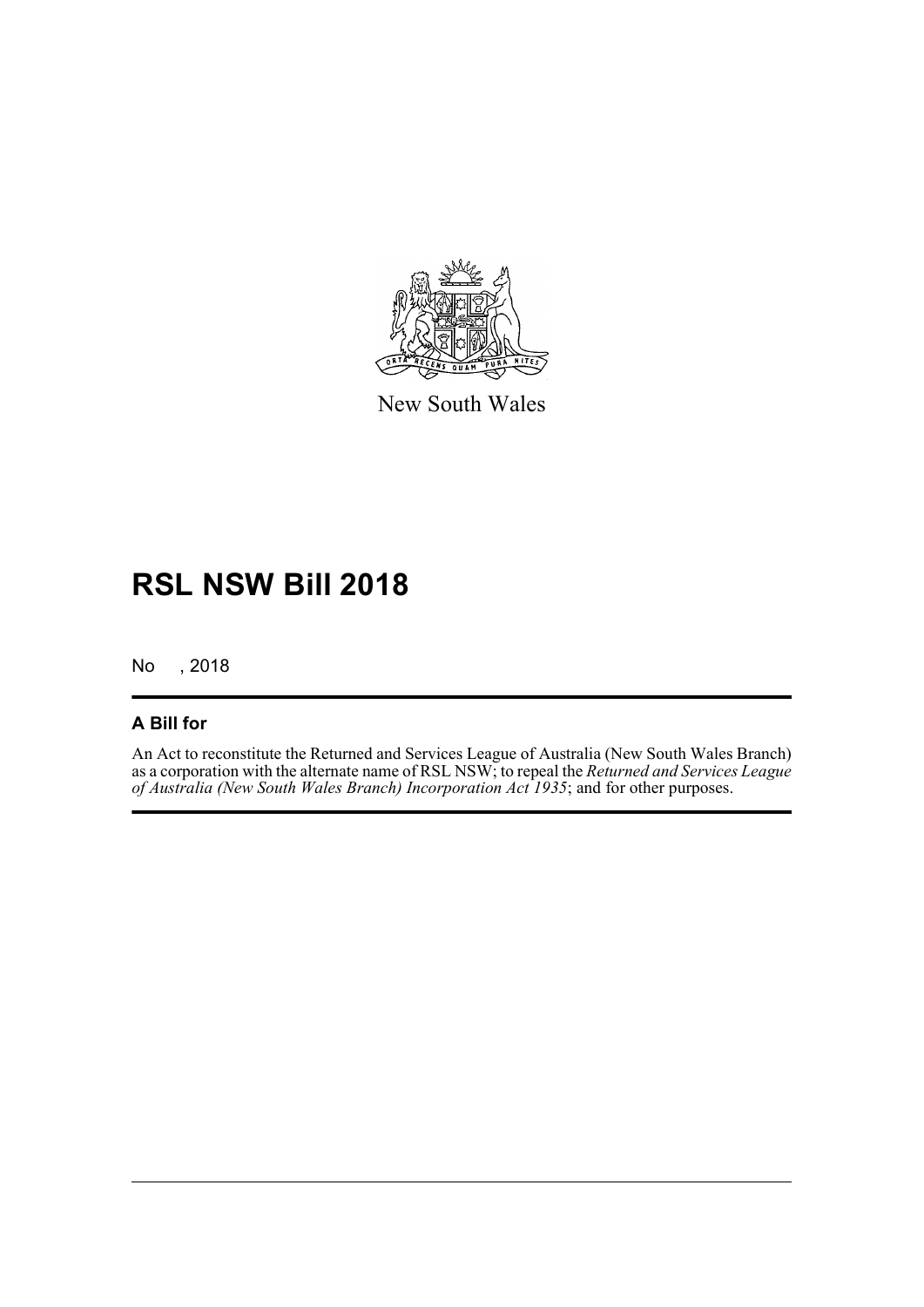New South Wales

# RSL NSW Bill 2018

No , 2018

## A Bill for

An Act to reconstitute the Returned and Services League of Australia (New South Wales Branch) as a corporation with the alternate name of RSL NSW; to repeal the *Returned and Services League of Australia (New South Wales Branch) Incorporation Act 1935*; and for other purposes.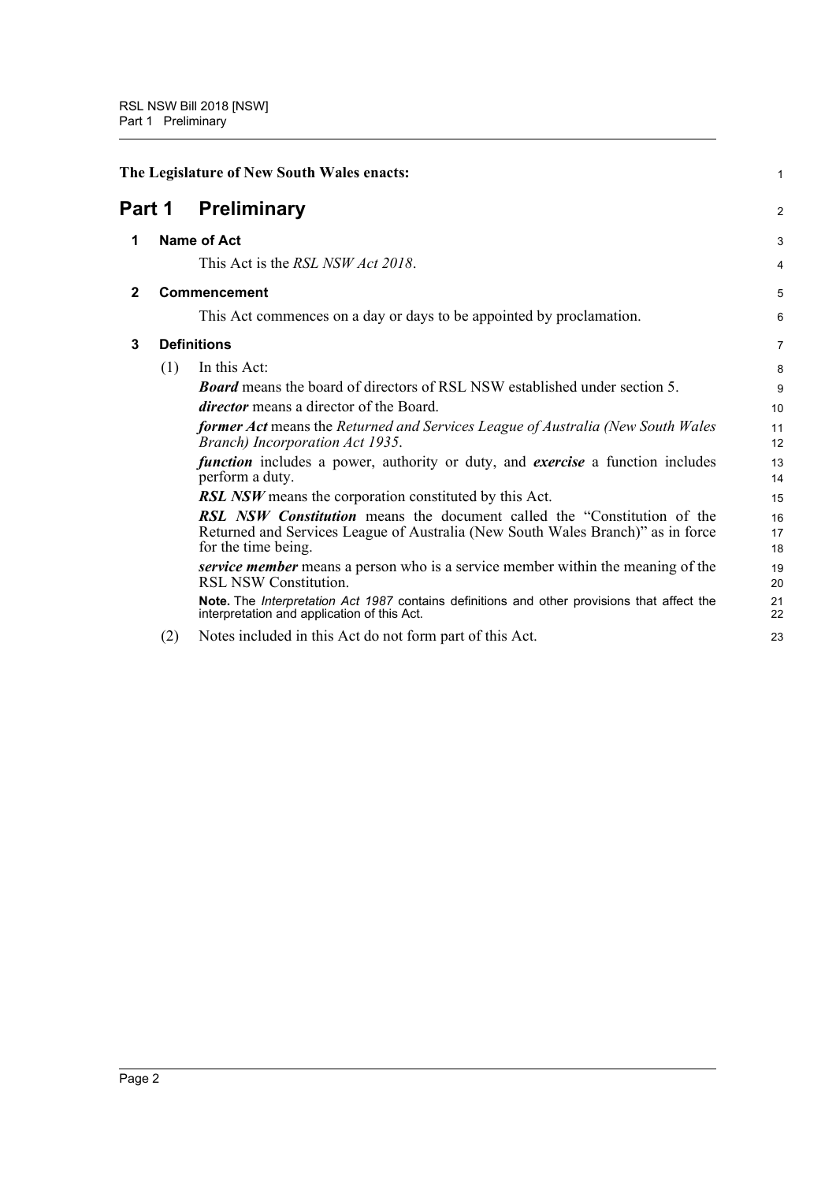The Legislature of New South Wales enacts:

# Part 1 Preliminary

## 1 Name of Act

This Act is the *RSL NSW Act 2018*.

## 2 Commencement

This Act commences on a day or days to be appointed by proclamation.

## 3 Definitions

(1) In this Act:

***Board*** means the board of directors of RSL NSW established under section 5.

***director*** means a director of the Board.

***former Act*** means the *Returned and Services League of Australia (New South Wales Branch) Incorporation Act 1935*.

***function*** includes a power, authority or duty, and ***exercise*** a function includes perform a duty.

***RSL NSW*** means the corporation constituted by this Act.

***RSL NSW Constitution*** means the document called the "Constitution of the Returned and Services League of Australia (New South Wales Branch)" as in force for the time being.

***service member*** means a person who is a service member within the meaning of the RSL NSW Constitution.

**Note.** The *Interpretation Act 1987* contains definitions and other provisions that affect the interpretation and application of this Act.

(2) Notes included in this Act do not form part of this Act.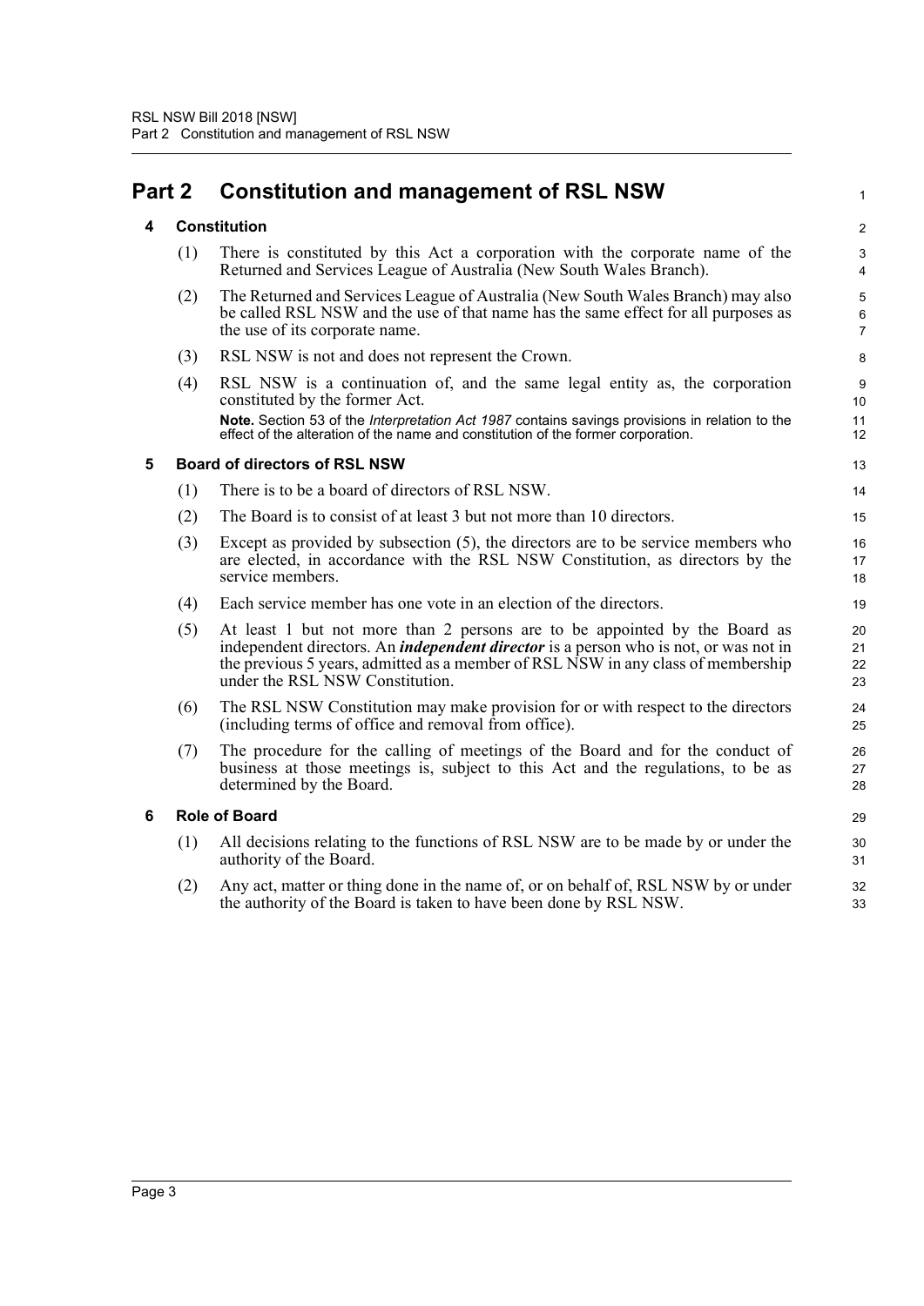# Part 2 Constitution and management of RSL NSW

## 4 Constitution

(1) There is constituted by this Act a corporation with the corporate name of the Returned and Services League of Australia (New South Wales Branch).

(2) The Returned and Services League of Australia (New South Wales Branch) may also be called RSL NSW and the use of that name has the same effect for all purposes as the use of its corporate name.

(3) RSL NSW is not and does not represent the Crown.

(4) RSL NSW is a continuation of, and the same legal entity as, the corporation constituted by the former Act.

**Note.** Section 53 of the *Interpretation Act 1987* contains savings provisions in relation to the effect of the alteration of the name and constitution of the former corporation.

## 5 Board of directors of RSL NSW

(1) There is to be a board of directors of RSL NSW.

(2) The Board is to consist of at least 3 but not more than 10 directors.

(3) Except as provided by subsection (5), the directors are to be service members who are elected, in accordance with the RSL NSW Constitution, as directors by the service members.

(4) Each service member has one vote in an election of the directors.

(5) At least 1 but not more than 2 persons are to be appointed by the Board as independent directors. An ***independent director*** is a person who is not, or was not in the previous 5 years, admitted as a member of RSL NSW in any class of membership under the RSL NSW Constitution.

(6) The RSL NSW Constitution may make provision for or with respect to the directors (including terms of office and removal from office).

(7) The procedure for the calling of meetings of the Board and for the conduct of business at those meetings is, subject to this Act and the regulations, to be as determined by the Board.

## 6 Role of Board

(1) All decisions relating to the functions of RSL NSW are to be made by or under the authority of the Board.

(2) Any act, matter or thing done in the name of, or on behalf of, RSL NSW by or under the authority of the Board is taken to have been done by RSL NSW.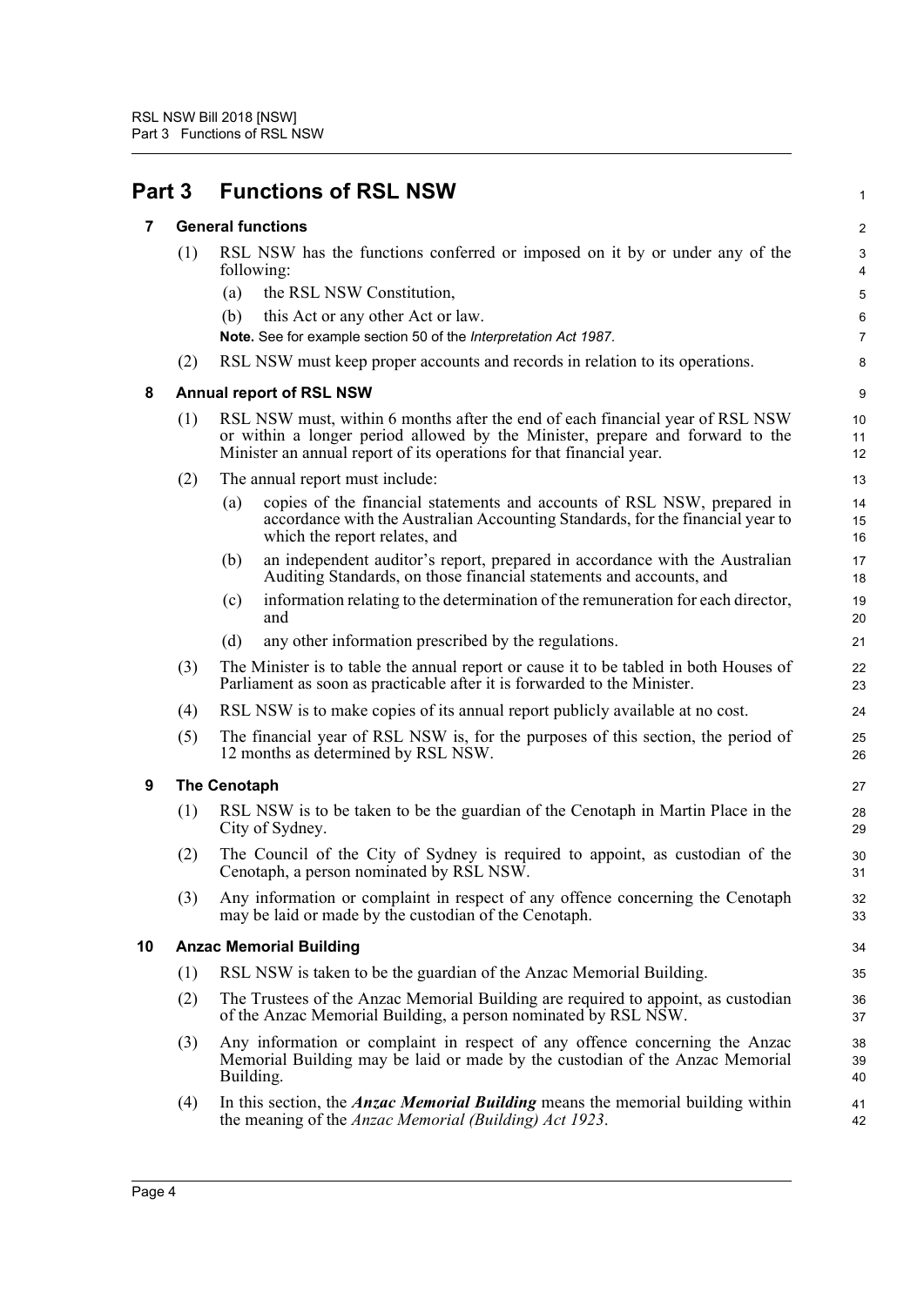# Part 3 Functions of RSL NSW

## 7 General functions

(1) RSL NSW has the functions conferred or imposed on it by or under any of the following:

(a) the RSL NSW Constitution,

(b) this Act or any other Act or law.

**Note.** See for example section 50 of the *Interpretation Act 1987*.

(2) RSL NSW must keep proper accounts and records in relation to its operations.

## 8 Annual report of RSL NSW

(1) RSL NSW must, within 6 months after the end of each financial year of RSL NSW or within a longer period allowed by the Minister, prepare and forward to the Minister an annual report of its operations for that financial year.

(2) The annual report must include:

(a) copies of the financial statements and accounts of RSL NSW, prepared in accordance with the Australian Accounting Standards, for the financial year to which the report relates, and

(b) an independent auditor's report, prepared in accordance with the Australian Auditing Standards, on those financial statements and accounts, and

(c) information relating to the determination of the remuneration for each director, and

(d) any other information prescribed by the regulations.

(3) The Minister is to table the annual report or cause it to be tabled in both Houses of Parliament as soon as practicable after it is forwarded to the Minister.

(4) RSL NSW is to make copies of its annual report publicly available at no cost.

(5) The financial year of RSL NSW is, for the purposes of this section, the period of 12 months as determined by RSL NSW.

## 9 The Cenotaph

(1) RSL NSW is to be taken to be the guardian of the Cenotaph in Martin Place in the City of Sydney.

(2) The Council of the City of Sydney is required to appoint, as custodian of the Cenotaph, a person nominated by RSL NSW.

(3) Any information or complaint in respect of any offence concerning the Cenotaph may be laid or made by the custodian of the Cenotaph.

## 10 Anzac Memorial Building

(1) RSL NSW is taken to be the guardian of the Anzac Memorial Building.

(2) The Trustees of the Anzac Memorial Building are required to appoint, as custodian of the Anzac Memorial Building, a person nominated by RSL NSW.

(3) Any information or complaint in respect of any offence concerning the Anzac Memorial Building may be laid or made by the custodian of the Anzac Memorial Building.

(4) In this section, the ***Anzac Memorial Building*** means the memorial building within the meaning of the *Anzac Memorial (Building) Act 1923*.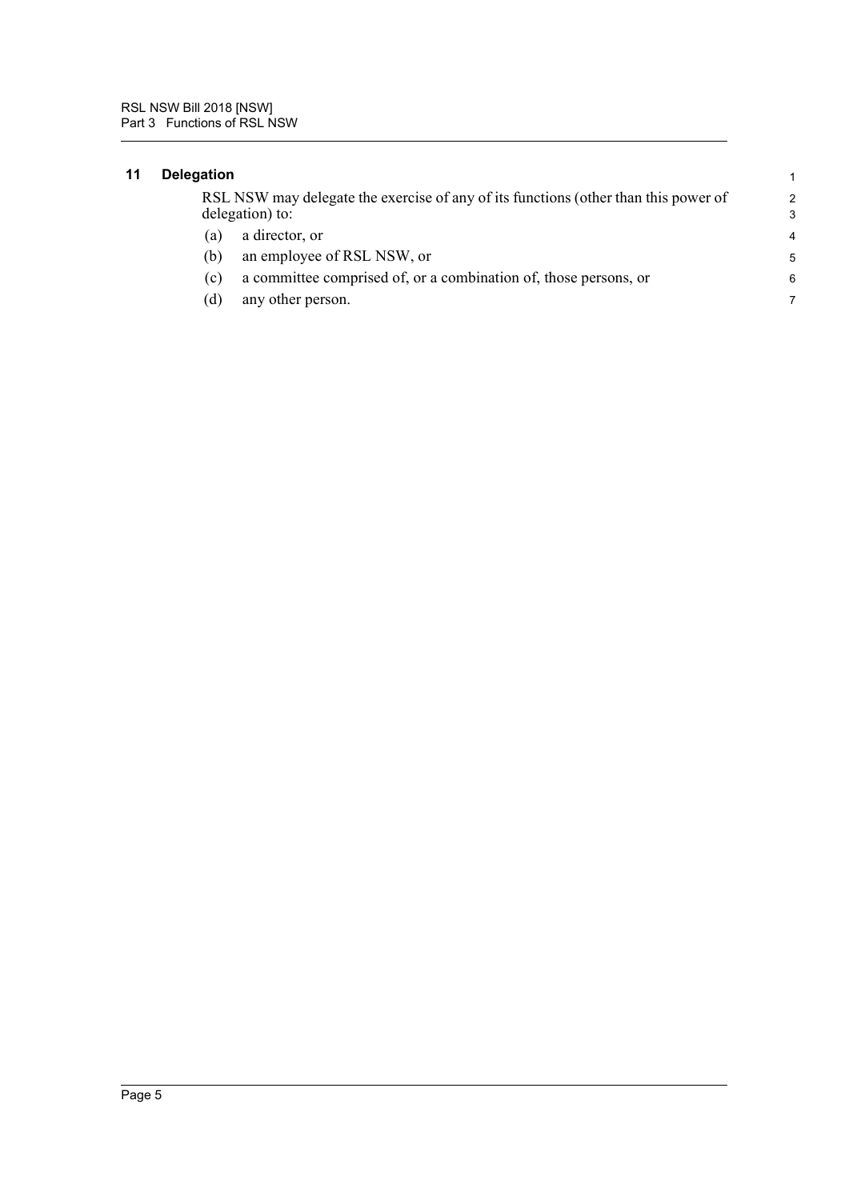### 11 Delegation

RSL NSW may delegate the exercise of any of its functions (other than this power of delegation) to:

(a) a director, or

(b) an employee of RSL NSW, or

(c) a committee comprised of, or a combination of, those persons, or

(d) any other person.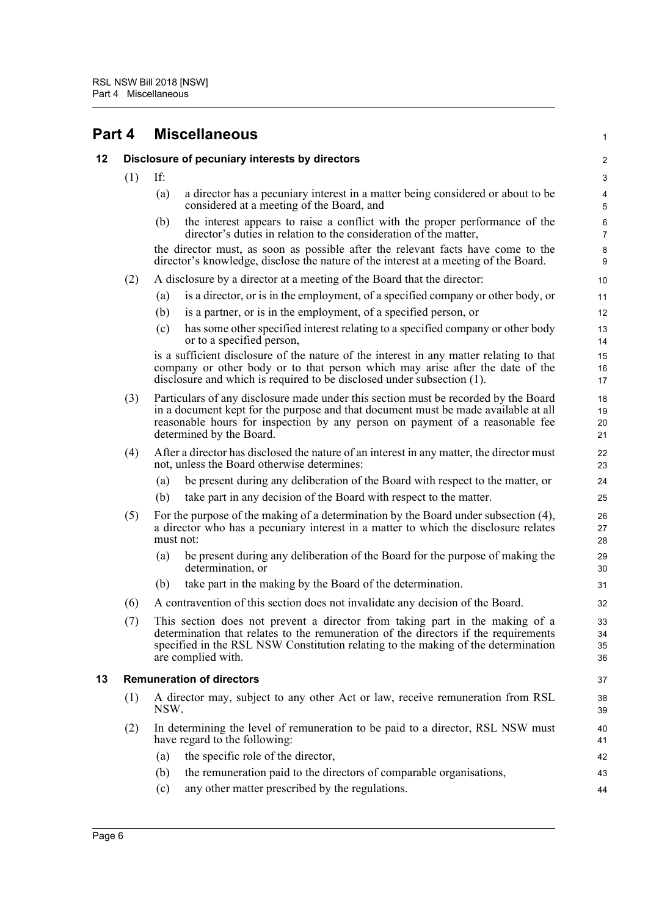# Part 4 Miscellaneous

## 12 Disclosure of pecuniary interests by directors

(1) If:

(a) a director has a pecuniary interest in a matter being considered or about to be considered at a meeting of the Board, and

(b) the interest appears to raise a conflict with the proper performance of the director's duties in relation to the consideration of the matter,

the director must, as soon as possible after the relevant facts have come to the director's knowledge, disclose the nature of the interest at a meeting of the Board.

(2) A disclosure by a director at a meeting of the Board that the director:

(a) is a director, or is in the employment, of a specified company or other body, or

(b) is a partner, or is in the employment, of a specified person, or

(c) has some other specified interest relating to a specified company or other body or to a specified person,

is a sufficient disclosure of the nature of the interest in any matter relating to that company or other body or to that person which may arise after the date of the disclosure and which is required to be disclosed under subsection (1).

(3) Particulars of any disclosure made under this section must be recorded by the Board in a document kept for the purpose and that document must be made available at all reasonable hours for inspection by any person on payment of a reasonable fee determined by the Board.

(4) After a director has disclosed the nature of an interest in any matter, the director must not, unless the Board otherwise determines:

(a) be present during any deliberation of the Board with respect to the matter, or

(b) take part in any decision of the Board with respect to the matter.

(5) For the purpose of the making of a determination by the Board under subsection (4), a director who has a pecuniary interest in a matter to which the disclosure relates must not:

(a) be present during any deliberation of the Board for the purpose of making the determination, or

(b) take part in the making by the Board of the determination.

(6) A contravention of this section does not invalidate any decision of the Board.

(7) This section does not prevent a director from taking part in the making of a determination that relates to the remuneration of the directors if the requirements specified in the RSL NSW Constitution relating to the making of the determination are complied with.

## 13 Remuneration of directors

(1) A director may, subject to any other Act or law, receive remuneration from RSL NSW.

(2) In determining the level of remuneration to be paid to a director, RSL NSW must have regard to the following:

(a) the specific role of the director,

(b) the remuneration paid to the directors of comparable organisations,

(c) any other matter prescribed by the regulations.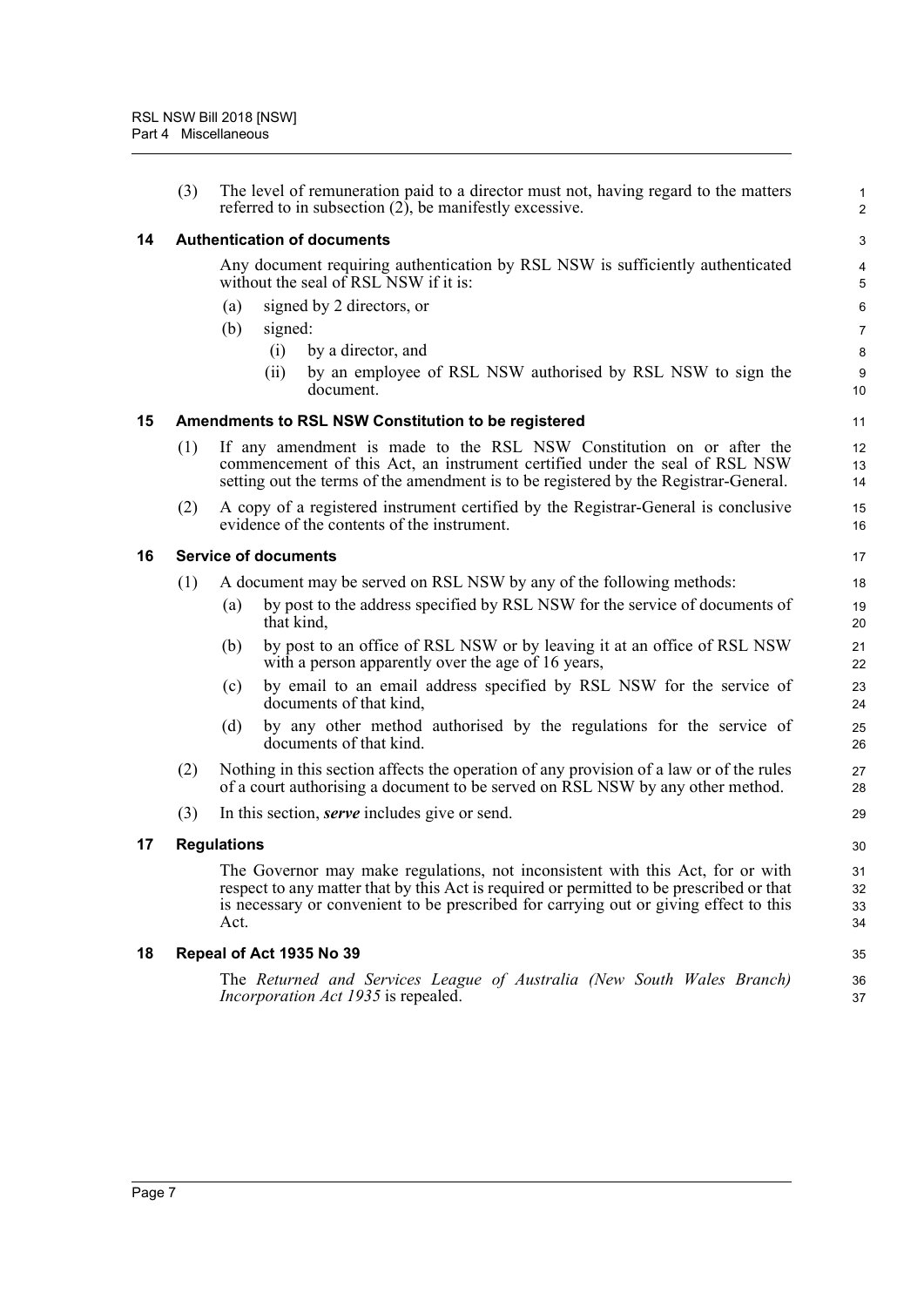(3) The level of remuneration paid to a director must not, having regard to the matters referred to in subsection (2), be manifestly excessive.

### 14 Authentication of documents

Any document requiring authentication by RSL NSW is sufficiently authenticated without the seal of RSL NSW if it is:

(a) signed by 2 directors, or

(b) signed:

(i) by a director, and

(ii) by an employee of RSL NSW authorised by RSL NSW to sign the document.

### 15 Amendments to RSL NSW Constitution to be registered

(1) If any amendment is made to the RSL NSW Constitution on or after the commencement of this Act, an instrument certified under the seal of RSL NSW setting out the terms of the amendment is to be registered by the Registrar-General.

(2) A copy of a registered instrument certified by the Registrar-General is conclusive evidence of the contents of the instrument.

### 16 Service of documents

(1) A document may be served on RSL NSW by any of the following methods:

(a) by post to the address specified by RSL NSW for the service of documents of that kind,

(b) by post to an office of RSL NSW or by leaving it at an office of RSL NSW with a person apparently over the age of 16 years,

(c) by email to an email address specified by RSL NSW for the service of documents of that kind,

(d) by any other method authorised by the regulations for the service of documents of that kind.

(2) Nothing in this section affects the operation of any provision of a law or of the rules of a court authorising a document to be served on RSL NSW by any other method.

(3) In this section, ***serve*** includes give or send.

### 17 Regulations

The Governor may make regulations, not inconsistent with this Act, for or with respect to any matter that by this Act is required or permitted to be prescribed or that is necessary or convenient to be prescribed for carrying out or giving effect to this Act.

### 18 Repeal of Act 1935 No 39

The *Returned and Services League of Australia (New South Wales Branch) Incorporation Act 1935* is repealed.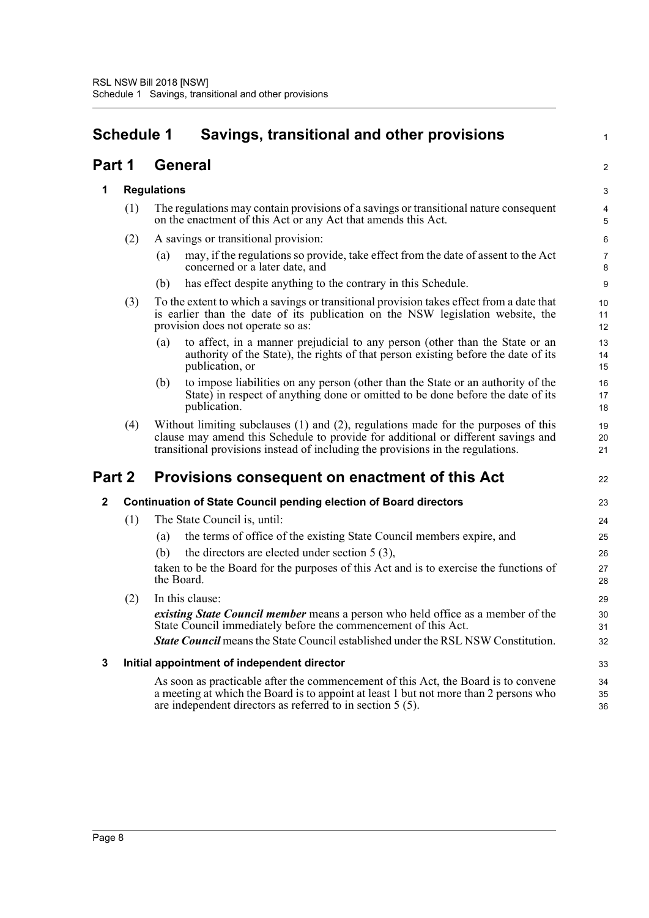# Schedule 1 Savings, transitional and other provisions

## Part 1 General

### 1 Regulations

(1) The regulations may contain provisions of a savings or transitional nature consequent on the enactment of this Act or any Act that amends this Act.

(2) A savings or transitional provision:

(a) may, if the regulations so provide, take effect from the date of assent to the Act concerned or a later date, and

(b) has effect despite anything to the contrary in this Schedule.

(3) To the extent to which a savings or transitional provision takes effect from a date that is earlier than the date of its publication on the NSW legislation website, the provision does not operate so as:

(a) to affect, in a manner prejudicial to any person (other than the State or an authority of the State), the rights of that person existing before the date of its publication, or

(b) to impose liabilities on any person (other than the State or an authority of the State) in respect of anything done or omitted to be done before the date of its publication.

(4) Without limiting subclauses (1) and (2), regulations made for the purposes of this clause may amend this Schedule to provide for additional or different savings and transitional provisions instead of including the provisions in the regulations.

## Part 2 Provisions consequent on enactment of this Act

### 2 Continuation of State Council pending election of Board directors

(1) The State Council is, until:

(a) the terms of office of the existing State Council members expire, and

(b) the directors are elected under section 5 (3),

taken to be the Board for the purposes of this Act and is to exercise the functions of the Board.

(2) In this clause:

***existing State Council member*** means a person who held office as a member of the State Council immediately before the commencement of this Act.

***State Council*** means the State Council established under the RSL NSW Constitution.

### 3 Initial appointment of independent director

As soon as practicable after the commencement of this Act, the Board is to convene a meeting at which the Board is to appoint at least 1 but not more than 2 persons who are independent directors as referred to in section 5 (5).